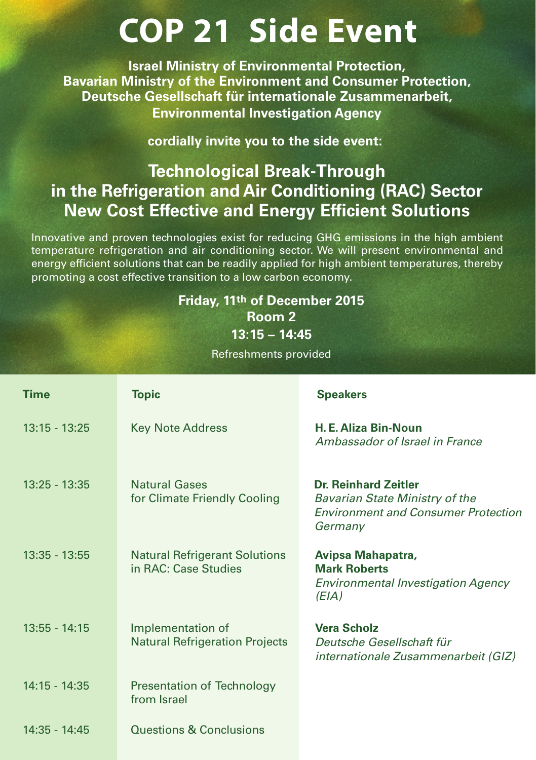# COP 21 Side Event

**Israel Ministry of Environmental Protection,**
**Bavarian Ministry of the Environment and Consumer Protection,**
**Deutsche Gesellschaft für internationale Zusammenarbeit,**
**Environmental Investigation Agency**

**cordially invite you to the side event:**

## Technological Break-Through in the Refrigeration and Air Conditioning (RAC) Sector New Cost Effective and Energy Efficient Solutions

Innovative and proven technologies exist for reducing GHG emissions in the high ambient temperature refrigeration and air conditioning sector. We will present environmental and energy efficient solutions that can be readily applied for high ambient temperatures, thereby promoting a cost effective transition to a low carbon economy.

**Friday, 11th of December 2015**
**Room 2**
**13:15 – 14:45**

Refreshments provided

| Time | Topic | Speakers |
|---|---|---|
| 13:15 - 13:25 | Key Note Address | **H. E. Aliza Bin-Noun** *Ambassador of Israel in France* |
| 13:25 - 13:35 | Natural Gases for Climate Friendly Cooling | **Dr. Reinhard Zeitler** *Bavarian State Ministry of the Environment and Consumer Protection Germany* |
| 13:35 - 13:55 | Natural Refrigerant Solutions in RAC: Case Studies | **Avipsa Mahapatra, Mark Roberts** *Environmental Investigation Agency (EIA)* |
| 13:55 - 14:15 | Implementation of Natural Refrigeration Projects | **Vera Scholz** *Deutsche Gesellschaft für internationale Zusammenarbeit (GIZ)* |
| 14:15 - 14:35 | Presentation of Technology from Israel | |
| 14:35 - 14:45 | Questions & Conclusions | |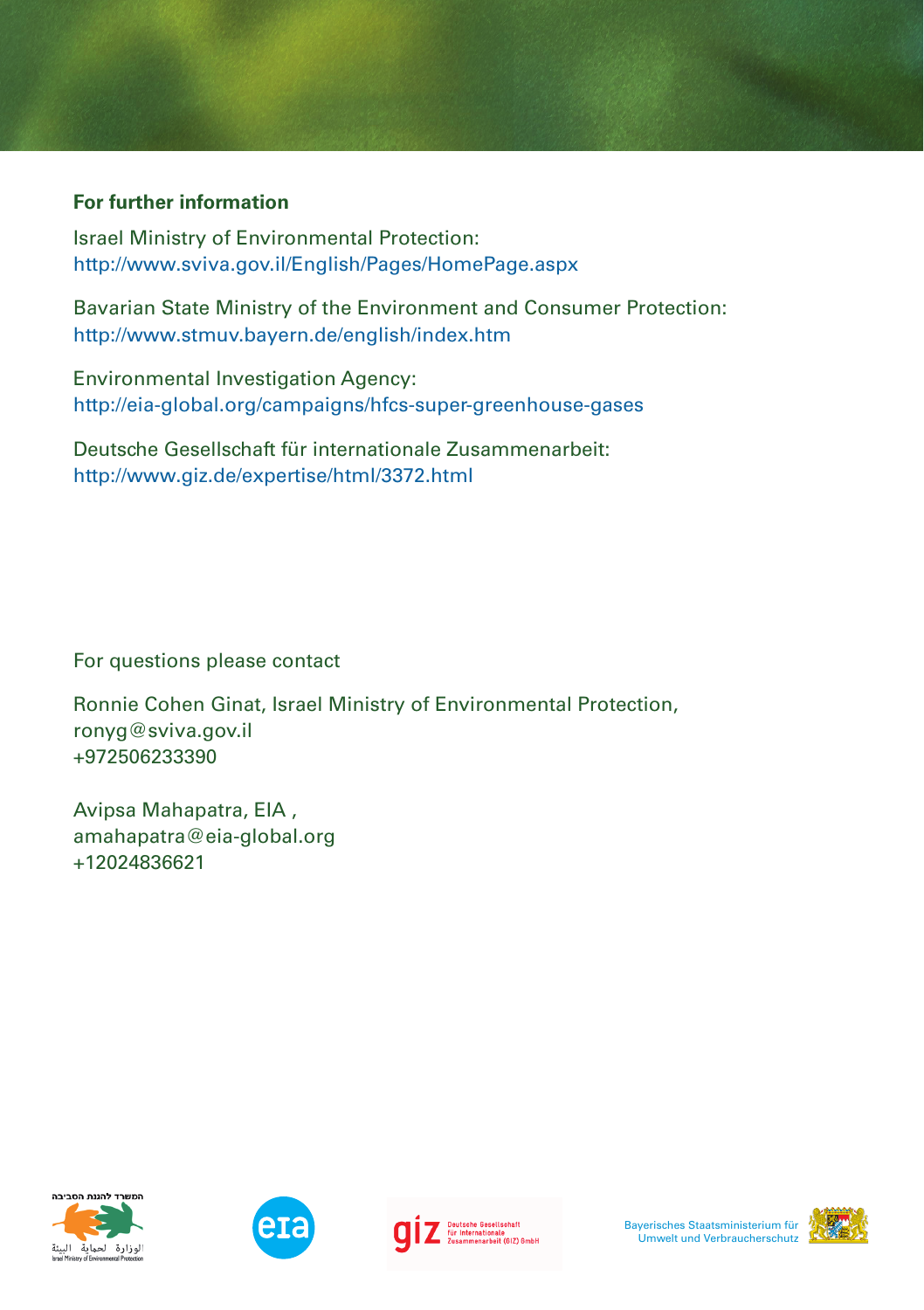**For further information**

Israel Ministry of Environmental Protection:
http://www.sviva.gov.il/English/Pages/HomePage.aspx

Bavarian State Ministry of the Environment and Consumer Protection:
http://www.stmuv.bayern.de/english/index.htm

Environmental Investigation Agency:
http://eia-global.org/campaigns/hfcs-super-greenhouse-gases

Deutsche Gesellschaft für internationale Zusammenarbeit:
http://www.giz.de/expertise/html/3372.html

For questions please contact

Ronnie Cohen Ginat, Israel Ministry of Environmental Protection,
ronyg@sviva.gov.il
+972506233390

Avipsa Mahapatra, EIA ,
amahapatra@eia-global.org
+12024836621

המשרד להגנת הסביבה
الوزارة لحماية البيئة
Israel Ministry of Environmental Protection

eia

giz Deutsche Gesellschaft für Internationale Zusammenarbeit (GIZ) GmbH

Bayerisches Staatsministerium für Umwelt und Verbraucherschutz